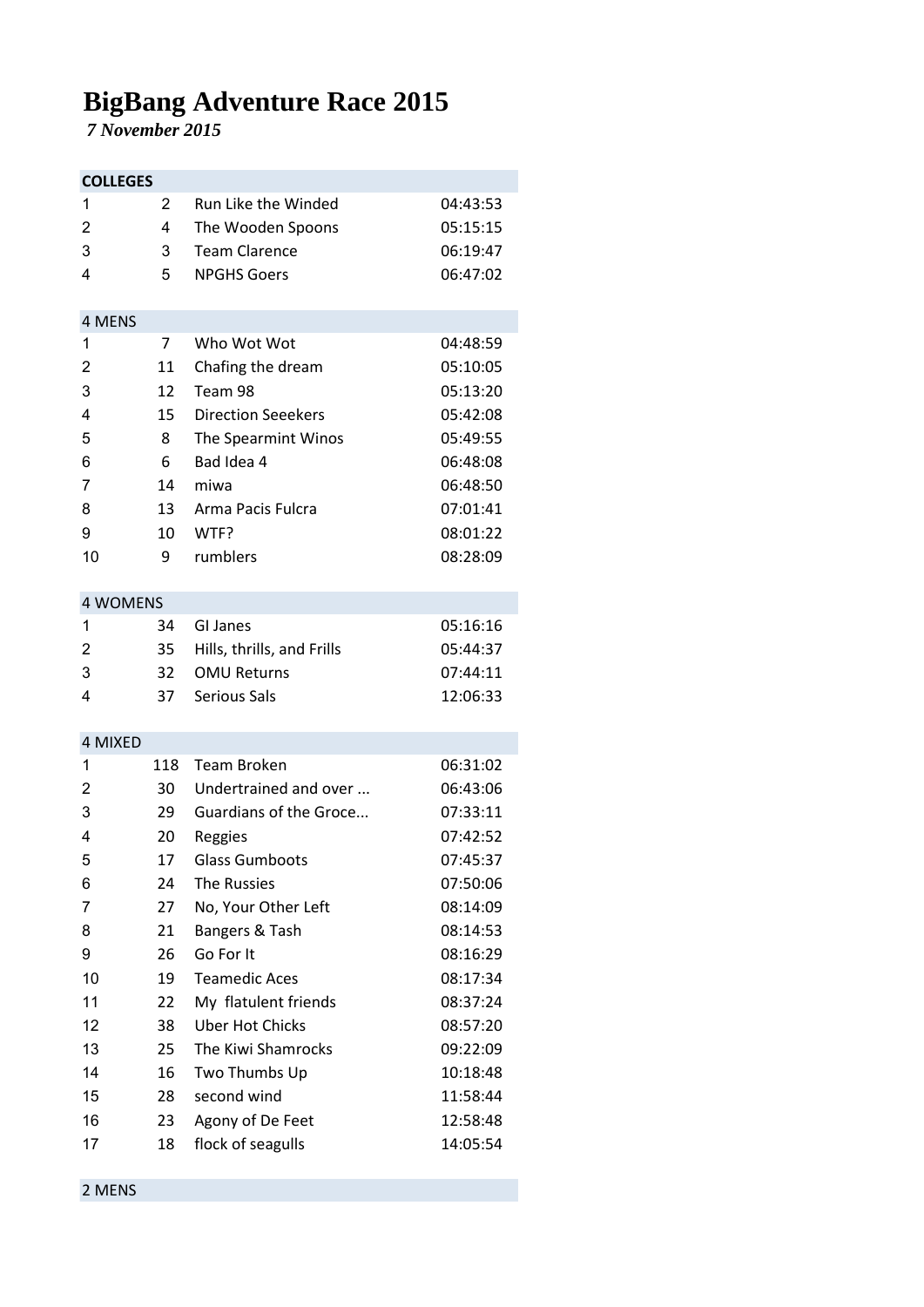# BigBang Adventure Race 2015

***7 November 2015***

| COLLEGES | | | |
|---|---|---|---|
| 1 | 2 | Run Like the Winded | 04:43:53 |
| 2 | 4 | The Wooden Spoons | 05:15:15 |
| 3 | 3 | Team Clarence | 06:19:47 |
| 4 | 5 | NPGHS Goers | 06:47:02 |

| 4 MENS | | | |
|---|---|---|---|
| 1 | 7 | Who Wot Wot | 04:48:59 |
| 2 | 11 | Chafing the dream | 05:10:05 |
| 3 | 12 | Team 98 | 05:13:20 |
| 4 | 15 | Direction Seeekers | 05:42:08 |
| 5 | 8 | The Spearmint Winos | 05:49:55 |
| 6 | 6 | Bad Idea 4 | 06:48:08 |
| 7 | 14 | miwa | 06:48:50 |
| 8 | 13 | Arma Pacis Fulcra | 07:01:41 |
| 9 | 10 | WTF? | 08:01:22 |
| 10 | 9 | rumblers | 08:28:09 |

| 4 WOMENS | | | |
|---|---|---|---|
| 1 | 34 | GI Janes | 05:16:16 |
| 2 | 35 | Hills, thrills, and Frills | 05:44:37 |
| 3 | 32 | OMU Returns | 07:44:11 |
| 4 | 37 | Serious Sals | 12:06:33 |

| 4 MIXED | | | |
|---|---|---|---|
| 1 | 118 | Team Broken | 06:31:02 |
| 2 | 30 | Undertrained and over ... | 06:43:06 |
| 3 | 29 | Guardians of the Groce... | 07:33:11 |
| 4 | 20 | Reggies | 07:42:52 |
| 5 | 17 | Glass Gumboots | 07:45:37 |
| 6 | 24 | The Russies | 07:50:06 |
| 7 | 27 | No, Your Other Left | 08:14:09 |
| 8 | 21 | Bangers & Tash | 08:14:53 |
| 9 | 26 | Go For It | 08:16:29 |
| 10 | 19 | Teamedic Aces | 08:17:34 |
| 11 | 22 | My  flatulent friends | 08:37:24 |
| 12 | 38 | Uber Hot Chicks | 08:57:20 |
| 13 | 25 | The Kiwi Shamrocks | 09:22:09 |
| 14 | 16 | Two Thumbs Up | 10:18:48 |
| 15 | 28 | second wind | 11:58:44 |
| 16 | 23 | Agony of De Feet | 12:58:48 |
| 17 | 18 | flock of seagulls | 14:05:54 |

| 2 MENS | | | |
|---|---|---|---|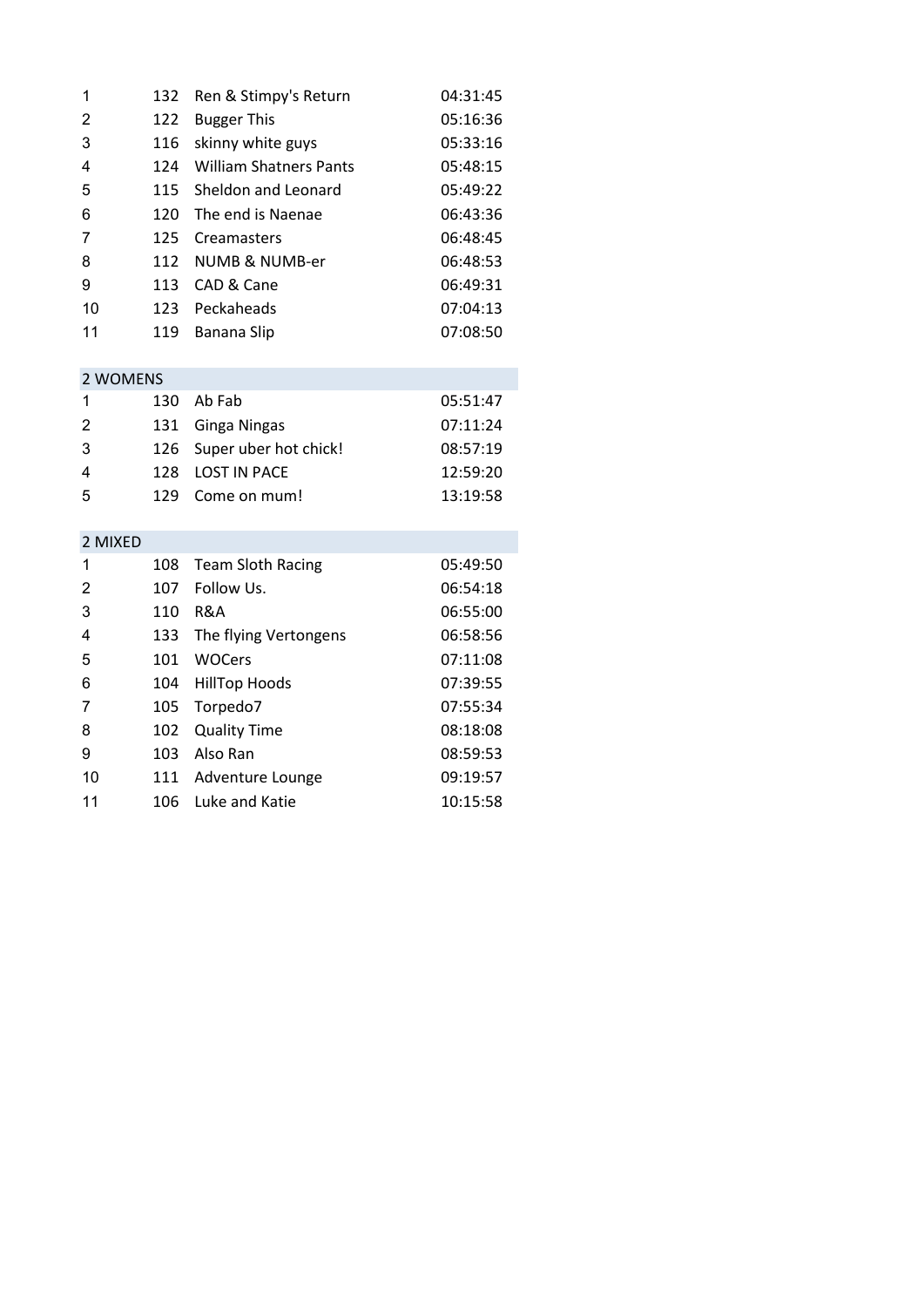| | | | |
|---|---|---|---|
| 1 | 132 | Ren & Stimpy's Return | 04:31:45 |
| 2 | 122 | Bugger This | 05:16:36 |
| 3 | 116 | skinny white guys | 05:33:16 |
| 4 | 124 | William Shatners Pants | 05:48:15 |
| 5 | 115 | Sheldon and Leonard | 05:49:22 |
| 6 | 120 | The end is Naenae | 06:43:36 |
| 7 | 125 | Creamasters | 06:48:45 |
| 8 | 112 | NUMB & NUMB-er | 06:48:53 |
| 9 | 113 | CAD & Cane | 06:49:31 |
| 10 | 123 | Peckaheads | 07:04:13 |
| 11 | 119 | Banana Slip | 07:08:50 |

## 2 WOMENS

| | | | |
|---|---|---|---|
| 1 | 130 | Ab Fab | 05:51:47 |
| 2 | 131 | Ginga Ningas | 07:11:24 |
| 3 | 126 | Super uber hot chick! | 08:57:19 |
| 4 | 128 | LOST IN PACE | 12:59:20 |
| 5 | 129 | Come on mum! | 13:19:58 |

## 2 MIXED

| | | | |
|---|---|---|---|
| 1 | 108 | Team Sloth Racing | 05:49:50 |
| 2 | 107 | Follow Us. | 06:54:18 |
| 3 | 110 | R&A | 06:55:00 |
| 4 | 133 | The flying Vertongens | 06:58:56 |
| 5 | 101 | WOCers | 07:11:08 |
| 6 | 104 | HillTop Hoods | 07:39:55 |
| 7 | 105 | Torpedo7 | 07:55:34 |
| 8 | 102 | Quality Time | 08:18:08 |
| 9 | 103 | Also Ran | 08:59:53 |
| 10 | 111 | Adventure Lounge | 09:19:57 |
| 11 | 106 | Luke and Katie | 10:15:58 |